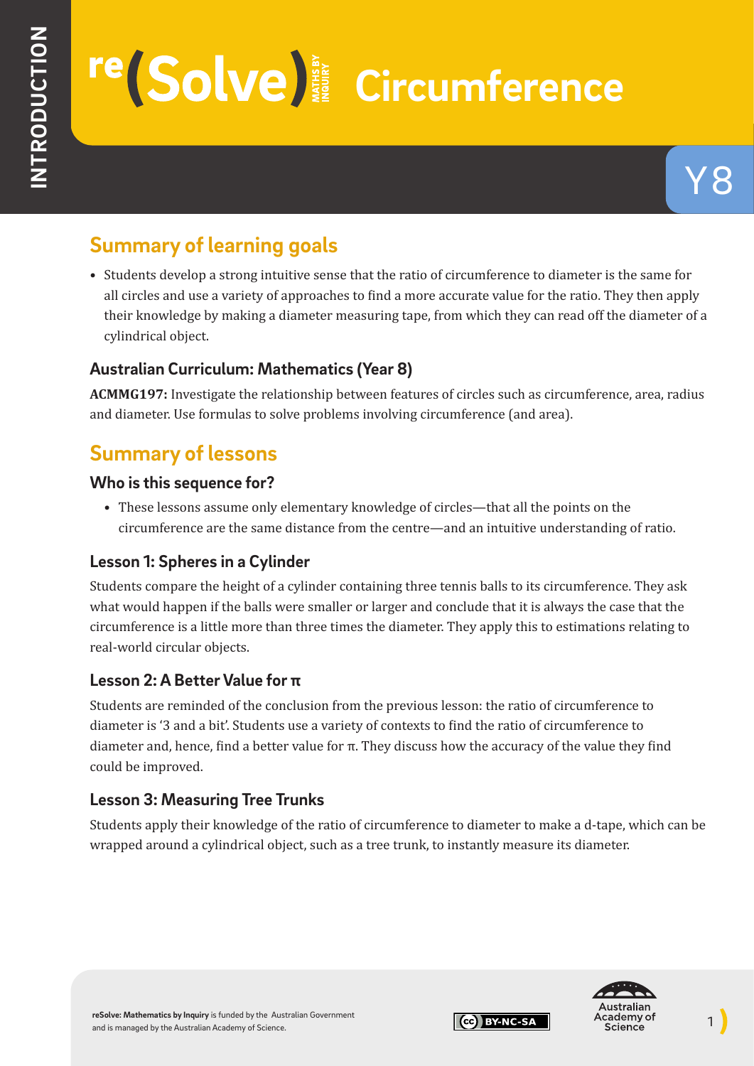# reSolve Circumference

Y8

## Summary of learning goals

- Students develop a strong intuitive sense that the ratio of circumference to diameter is the same for all circles and use a variety of approaches to find a more accurate value for the ratio. They then apply their knowledge by making a diameter measuring tape, from which they can read off the diameter of a cylindrical object.

### Australian Curriculum: Mathematics (Year 8)

**ACMMG197:** Investigate the relationship between features of circles such as circumference, area, radius and diameter. Use formulas to solve problems involving circumference (and area).

## Summary of lessons

### Who is this sequence for?

- These lessons assume only elementary knowledge of circles—that all the points on the circumference are the same distance from the centre—and an intuitive understanding of ratio.

### Lesson 1: Spheres in a Cylinder

Students compare the height of a cylinder containing three tennis balls to its circumference. They ask what would happen if the balls were smaller or larger and conclude that it is always the case that the circumference is a little more than three times the diameter. They apply this to estimations relating to real-world circular objects.

### Lesson 2: A Better Value for π

Students are reminded of the conclusion from the previous lesson: the ratio of circumference to diameter is '3 and a bit'. Students use a variety of contexts to find the ratio of circumference to diameter and, hence, find a better value for π. They discuss how the accuracy of the value they find could be improved.

### Lesson 3: Measuring Tree Trunks

Students apply their knowledge of the ratio of circumference to diameter to make a d-tape, which can be wrapped around a cylindrical object, such as a tree trunk, to instantly measure its diameter.

**reSolve: Mathematics by Inquiry** is funded by the Australian Government and is managed by the Australian Academy of Science.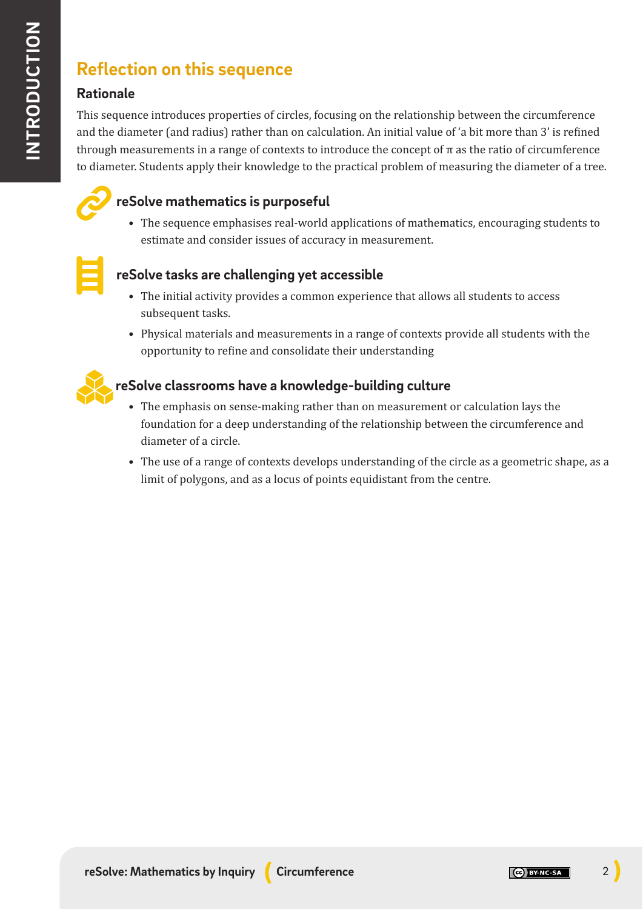## Reflection on this sequence

### Rationale

This sequence introduces properties of circles, focusing on the relationship between the circumference and the diameter (and radius) rather than on calculation. An initial value of 'a bit more than 3' is refined through measurements in a range of contexts to introduce the concept of π as the ratio of circumference to diameter. Students apply their knowledge to the practical problem of measuring the diameter of a tree.

### reSolve mathematics is purposeful

- The sequence emphasises real-world applications of mathematics, encouraging students to estimate and consider issues of accuracy in measurement.

### reSolve tasks are challenging yet accessible

- The initial activity provides a common experience that allows all students to access subsequent tasks.
- Physical materials and measurements in a range of contexts provide all students with the opportunity to refine and consolidate their understanding

### reSolve classrooms have a knowledge-building culture

- The emphasis on sense-making rather than on measurement or calculation lays the foundation for a deep understanding of the relationship between the circumference and diameter of a circle.
- The use of a range of contexts develops understanding of the circle as a geometric shape, as a limit of polygons, and as a locus of points equidistant from the centre.